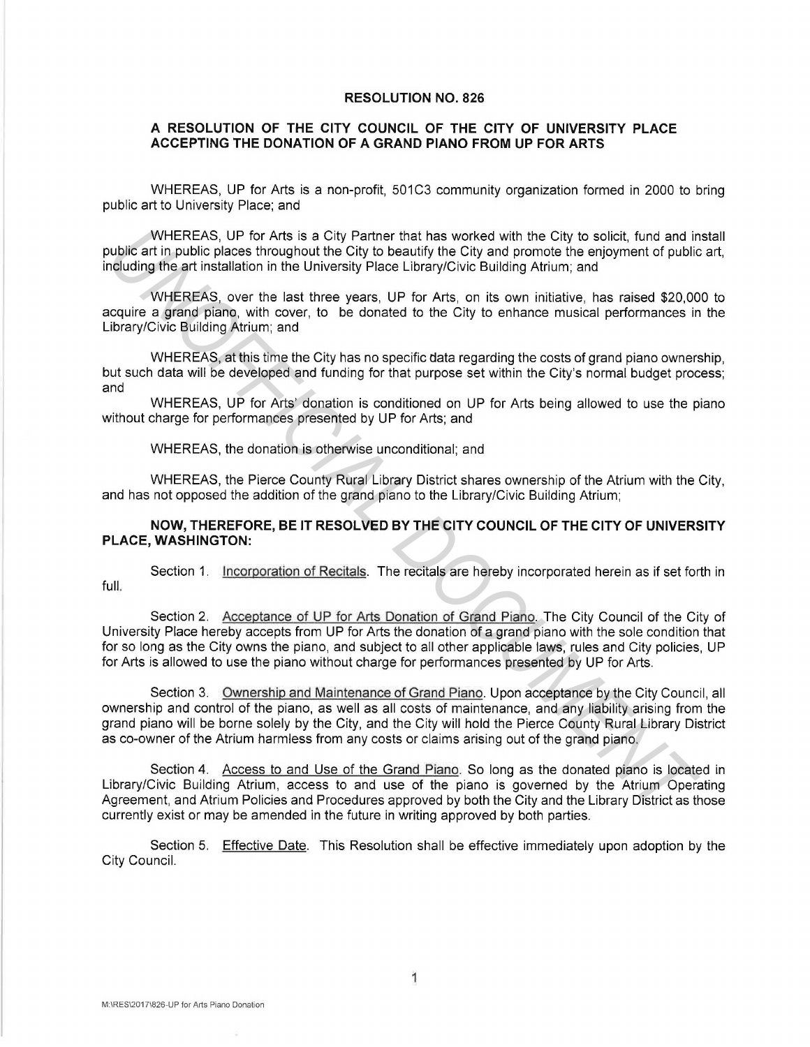**RESOLUTION NO. 826**

**A RESOLUTION OF THE CITY COUNCIL OF THE CITY OF UNIVERSITY PLACE ACCEPTING THE DONATION OF A GRAND PIANO FROM UP FOR ARTS**

WHEREAS, UP for Arts is a non-profit, 501C3 community organization formed in 2000 to bring public art to University Place; and

WHEREAS, UP for Arts is a City Partner that has worked with the City to solicit, fund and install public art in public places throughout the City to beautify the City and promote the enjoyment of public art, including the art installation in the University Place Library/Civic Building Atrium; and

WHEREAS, over the last three years, UP for Arts, on its own initiative, has raised $20,000 to acquire a grand piano, with cover, to be donated to the City to enhance musical performances in the Library/Civic Building Atrium; and

WHEREAS, at this time the City has no specific data regarding the costs of grand piano ownership, but such data will be developed and funding for that purpose set within the City's normal budget process; and

WHEREAS, UP for Arts' donation is conditioned on UP for Arts being allowed to use the piano without charge for performances presented by UP for Arts; and

WHEREAS, the donation is otherwise unconditional; and

WHEREAS, the Pierce County Rural Library District shares ownership of the Atrium with the City, and has not opposed the addition of the grand piano to the Library/Civic Building Atrium;

**NOW, THEREFORE, BE IT RESOLVED BY THE CITY COUNCIL OF THE CITY OF UNIVERSITY PLACE, WASHINGTON:**

Section 1. Incorporation of Recitals. The recitals are hereby incorporated herein as if set forth in full.

Section 2. Acceptance of UP for Arts Donation of Grand Piano. The City Council of the City of University Place hereby accepts from UP for Arts the donation of a grand piano with the sole condition that for so long as the City owns the piano, and subject to all other applicable laws, rules and City policies, UP for Arts is allowed to use the piano without charge for performances presented by UP for Arts.

Section 3. Ownership and Maintenance of Grand Piano. Upon acceptance by the City Council, all ownership and control of the piano, as well as all costs of maintenance, and any liability arising from the grand piano will be borne solely by the City, and the City will hold the Pierce County Rural Library District as co-owner of the Atrium harmless from any costs or claims arising out of the grand piano.

Section 4. Access to and Use of the Grand Piano. So long as the donated piano is located in Library/Civic Building Atrium, access to and use of the piano is governed by the Atrium Operating Agreement, and Atrium Policies and Procedures approved by both the City and the Library District as those currently exist or may be amended in the future in writing approved by both parties.

Section 5. Effective Date. This Resolution shall be effective immediately upon adoption by the City Council.

M:\RES\2017\826-UP for Arts Piano Donation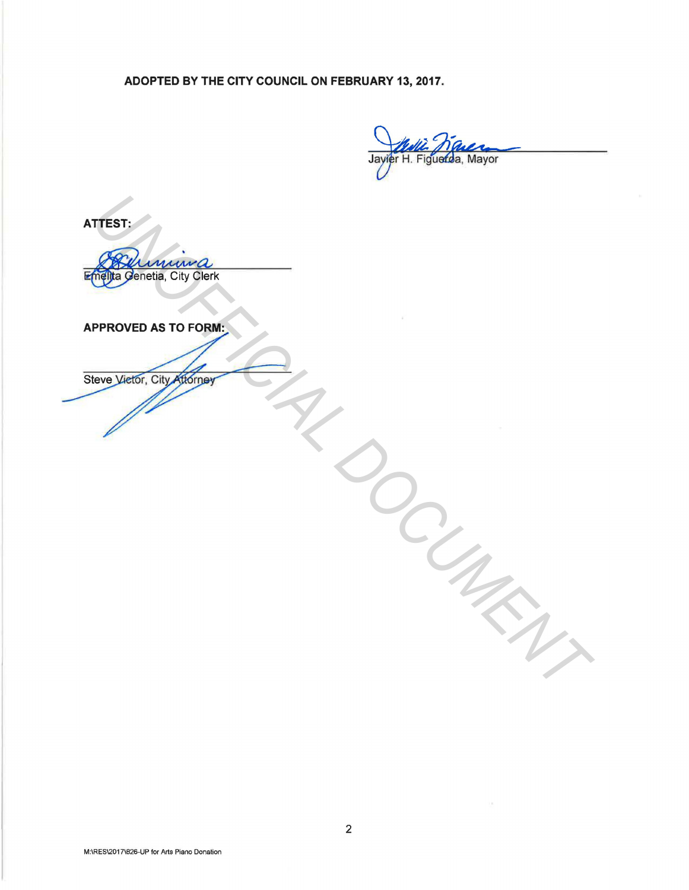**ADOPTED BY THE CITY COUNCIL ON FEBRUARY 13, 2017.**

Javier H. Figueroa, Mayor

**ATTEST:**

Emelita Genetia, City Clerk

**APPROVED AS TO FORM:**

Steve Victor, City Attorney

UNOFFICIAL DOCUMENT

M:\RES\2017\826-UP for Arts Piano Donation